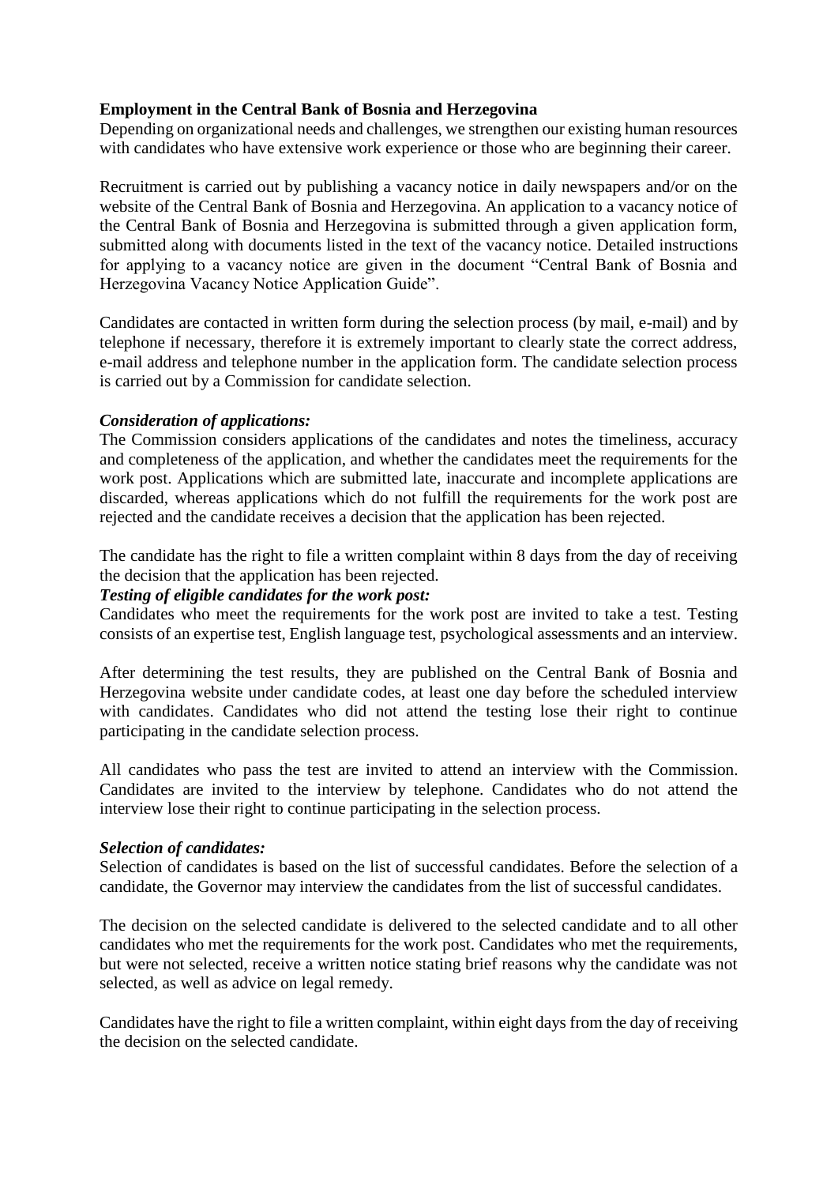**Employment in the Central Bank of Bosnia and Herzegovina**

Depending on organizational needs and challenges, we strengthen our existing human resources with candidates who have extensive work experience or those who are beginning their career.

Recruitment is carried out by publishing a vacancy notice in daily newspapers and/or on the website of the Central Bank of Bosnia and Herzegovina. An application to a vacancy notice of the Central Bank of Bosnia and Herzegovina is submitted through a given application form, submitted along with documents listed in the text of the vacancy notice. Detailed instructions for applying to a vacancy notice are given in the document "Central Bank of Bosnia and Herzegovina Vacancy Notice Application Guide".

Candidates are contacted in written form during the selection process (by mail, e-mail) and by telephone if necessary, therefore it is extremely important to clearly state the correct address, e-mail address and telephone number in the application form. The candidate selection process is carried out by a Commission for candidate selection.

***Consideration of applications:***

The Commission considers applications of the candidates and notes the timeliness, accuracy and completeness of the application, and whether the candidates meet the requirements for the work post. Applications which are submitted late, inaccurate and incomplete applications are discarded, whereas applications which do not fulfill the requirements for the work post are rejected and the candidate receives a decision that the application has been rejected.

The candidate has the right to file a written complaint within 8 days from the day of receiving the decision that the application has been rejected.

***Testing of eligible candidates for the work post:***

Candidates who meet the requirements for the work post are invited to take a test. Testing consists of an expertise test, English language test, psychological assessments and an interview.

After determining the test results, they are published on the Central Bank of Bosnia and Herzegovina website under candidate codes, at least one day before the scheduled interview with candidates. Candidates who did not attend the testing lose their right to continue participating in the candidate selection process.

All candidates who pass the test are invited to attend an interview with the Commission. Candidates are invited to the interview by telephone. Candidates who do not attend the interview lose their right to continue participating in the selection process.

***Selection of candidates:***

Selection of candidates is based on the list of successful candidates. Before the selection of a candidate, the Governor may interview the candidates from the list of successful candidates.

The decision on the selected candidate is delivered to the selected candidate and to all other candidates who met the requirements for the work post. Candidates who met the requirements, but were not selected, receive a written notice stating brief reasons why the candidate was not selected, as well as advice on legal remedy.

Candidates have the right to file a written complaint, within eight days from the day of receiving the decision on the selected candidate.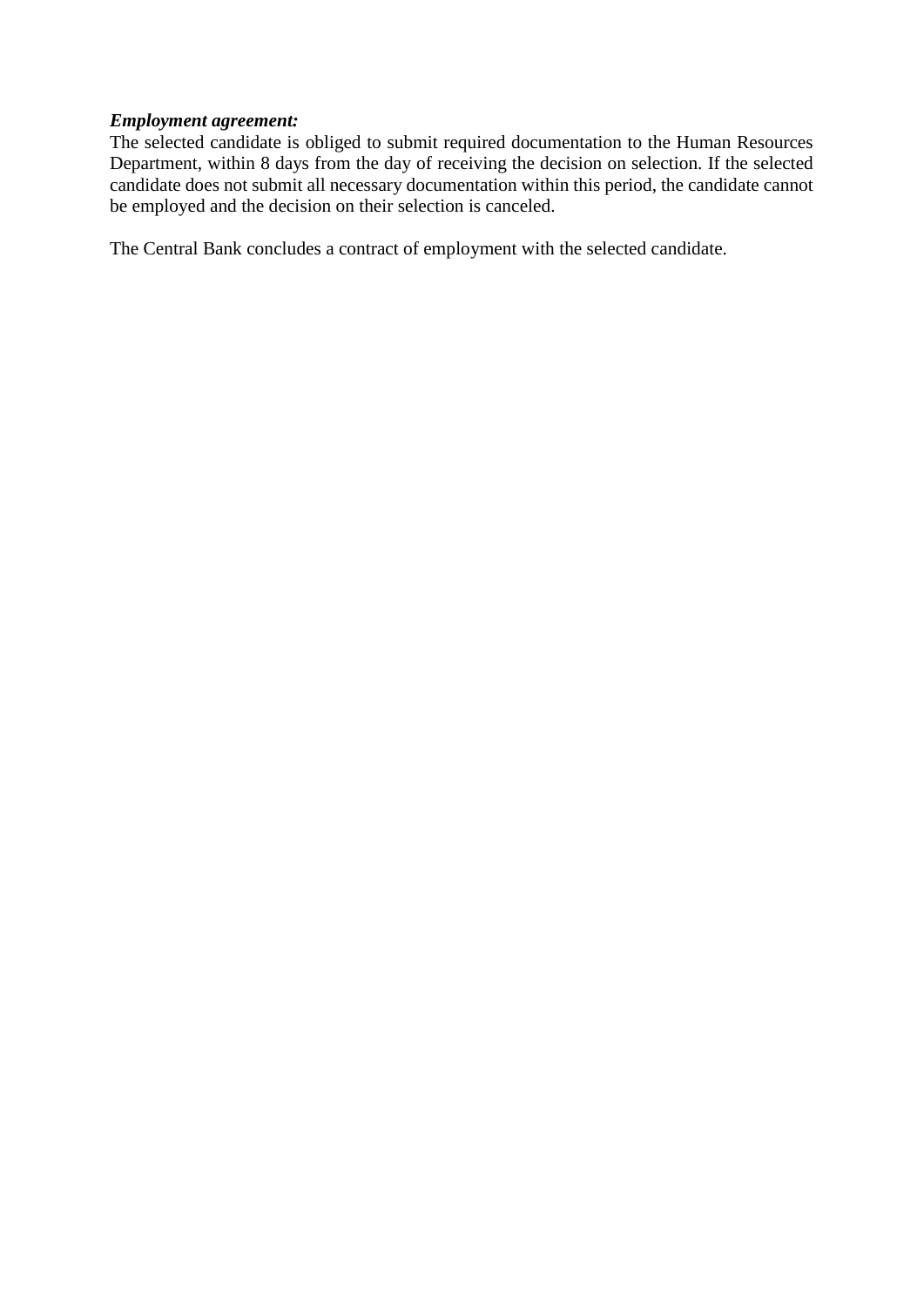***Employment agreement:***
The selected candidate is obliged to submit required documentation to the Human Resources Department, within 8 days from the day of receiving the decision on selection. If the selected candidate does not submit all necessary documentation within this period, the candidate cannot be employed and the decision on their selection is canceled.

The Central Bank concludes a contract of employment with the selected candidate.